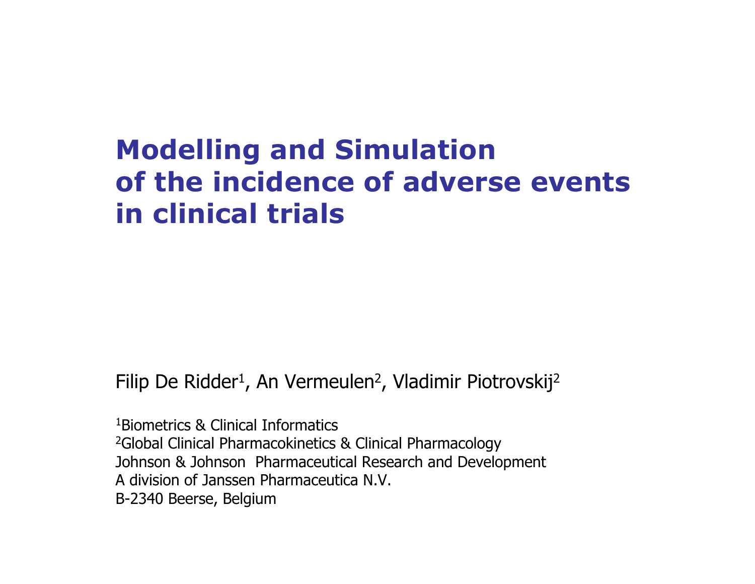# Modelling and Simulation of the incidence of adverse events in clinical trials

Filip De Ridder[1], An Vermeulen[2], Vladimir Piotrovskij[2]

[1]Biometrics & Clinical Informatics
[2]Global Clinical Pharmacokinetics & Clinical Pharmacology
Johnson & Johnson Pharmaceutical Research and Development
A division of Janssen Pharmaceutica N.V.
B-2340 Beerse, Belgium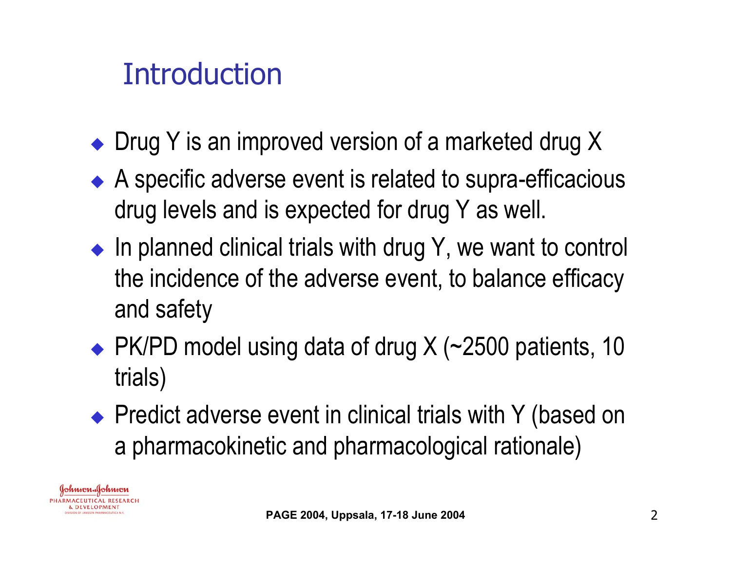# Introduction

- Drug Y is an improved version of a marketed drug X
- A specific adverse event is related to supra-efficacious drug levels and is expected for drug Y as well.
- In planned clinical trials with drug Y, we want to control the incidence of the adverse event, to balance efficacy and safety
- PK/PD model using data of drug X (~2500 patients, 10 trials)
- Predict adverse event in clinical trials with Y (based on a pharmacokinetic and pharmacological rationale)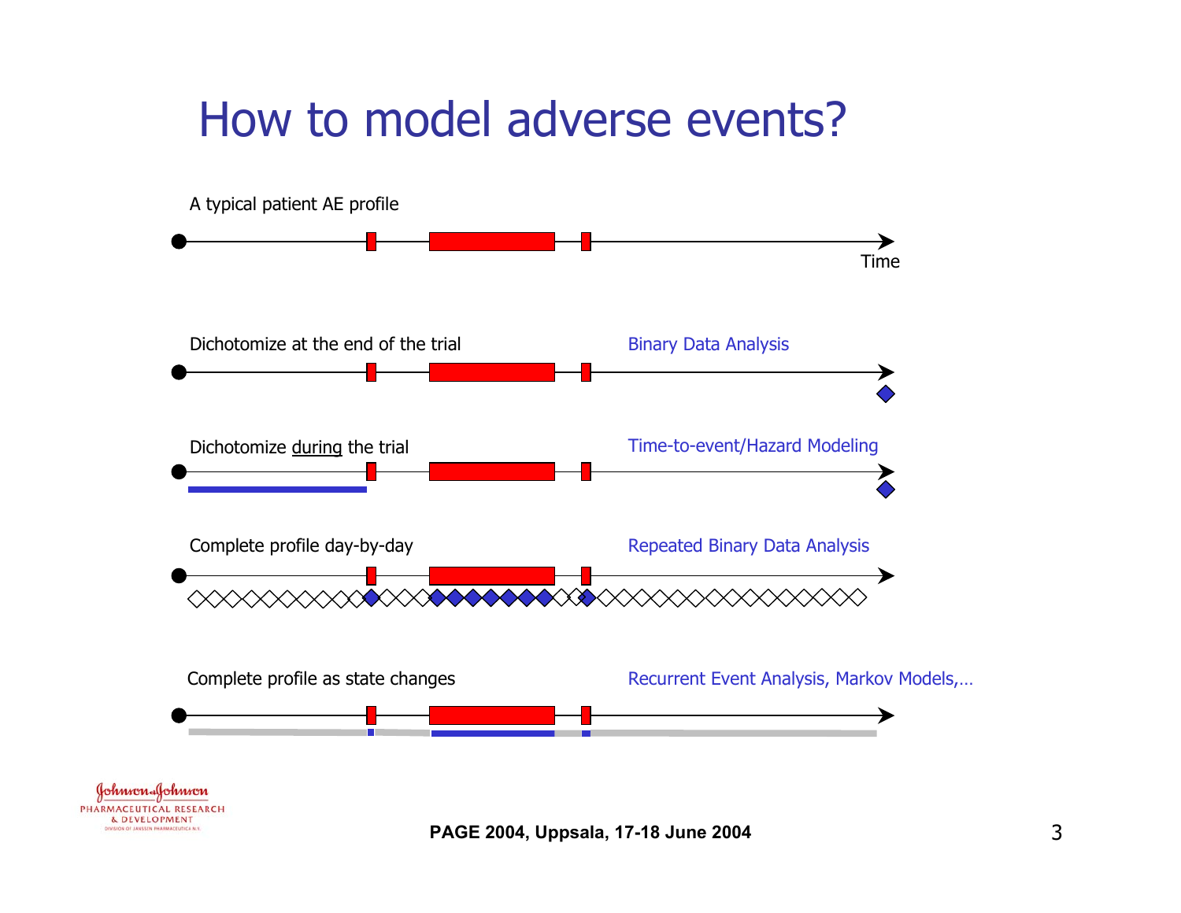# How to model adverse events?

A typical patient AE profile

Time

Dichotomize at the end of the trial — Binary Data Analysis

Dichotomize <u>during</u> the trial — Time-to-event/Hazard Modeling

Complete profile day-by-day — Repeated Binary Data Analysis

Complete profile as state changes — Recurrent Event Analysis, Markov Models,…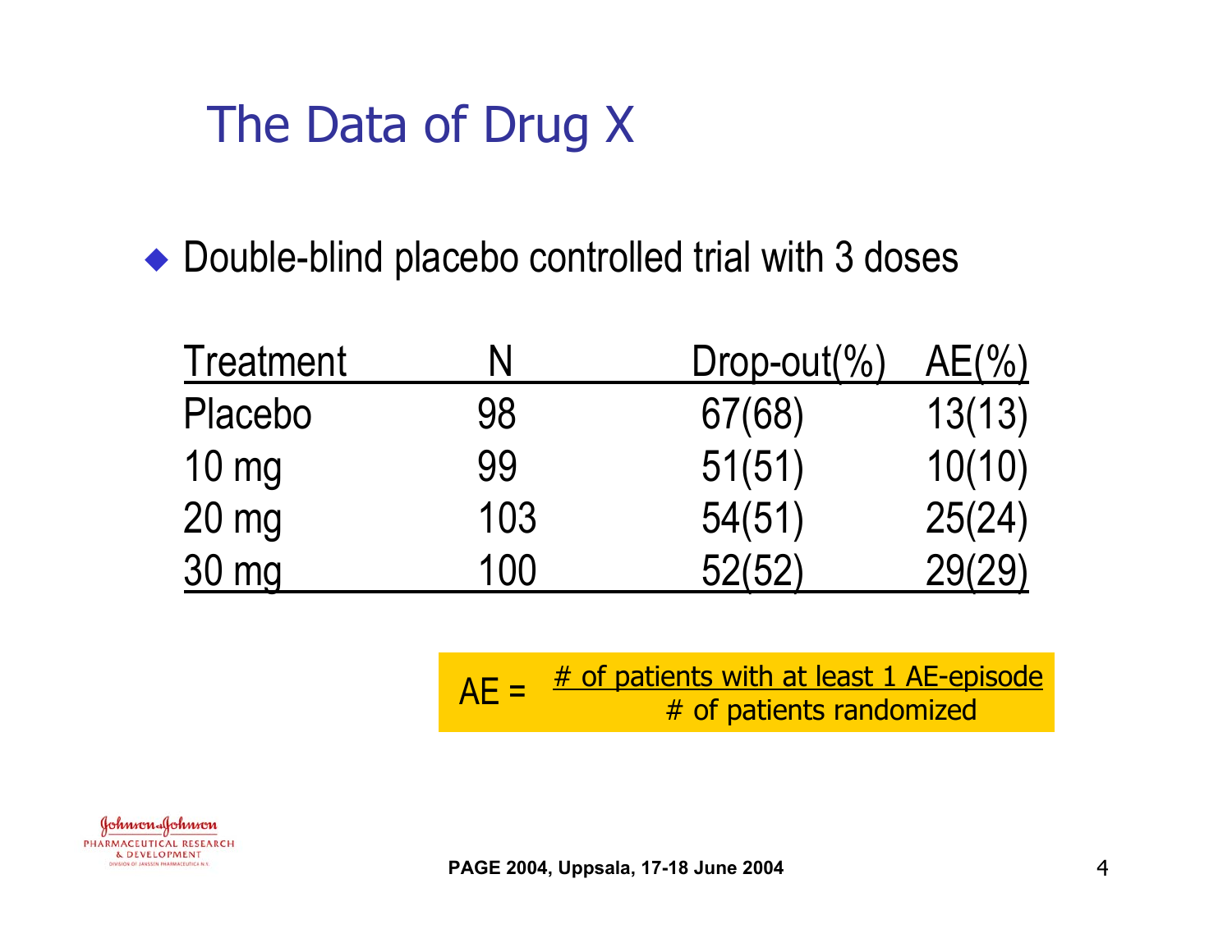# The Data of Drug X

- Double-blind placebo controlled trial with 3 doses

| Treatment | N | Drop-out(%) | AE(%) |
|---|---|---|---|
| Placebo | 98 | 67(68) | 13(13) |
| 10 mg | 99 | 51(51) | 10(10) |
| 20 mg | 103 | 54(51) | 25(24) |
| 30 mg | 100 | 52(52) | 29(29) |

$$\text{AE} = \frac{\text{\# of patients with at least 1 AE-episode}}{\text{\# of patients randomized}}$$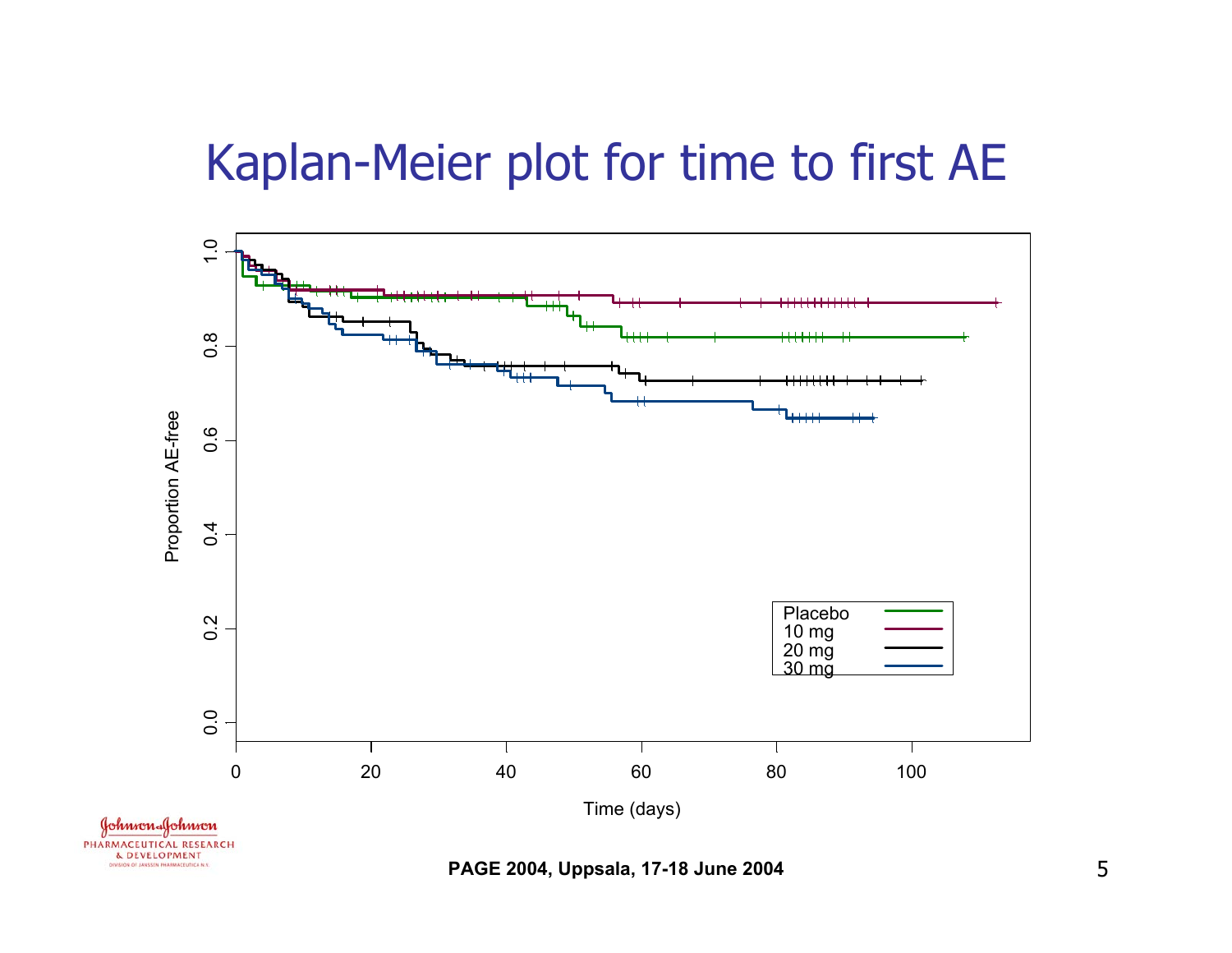# Kaplan-Meier plot for time to first AE

Proportion AE-free

1.0
0.8
0.6
0.4
0.2
0.0

0 20 40 60 80 100

Time (days)

Placebo
10 mg
20 mg
30 mg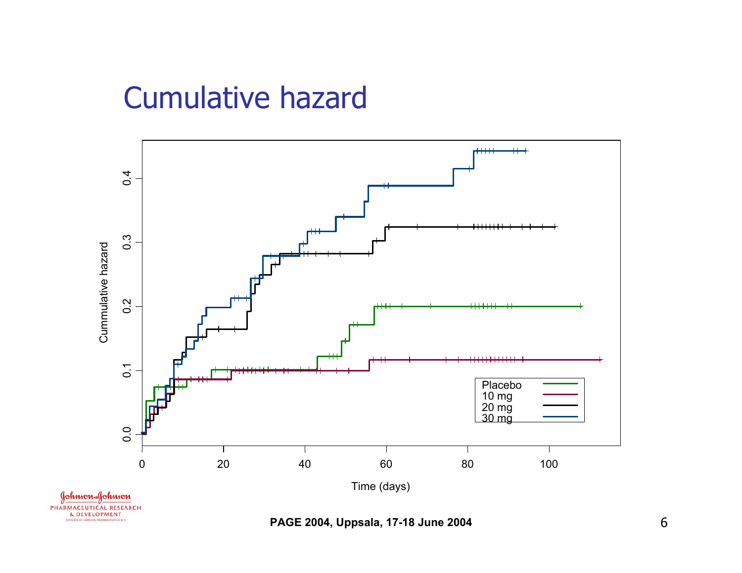# Cumulative hazard

Cummulative hazard

Time (days)

Placebo
10 mg
20 mg
30 mg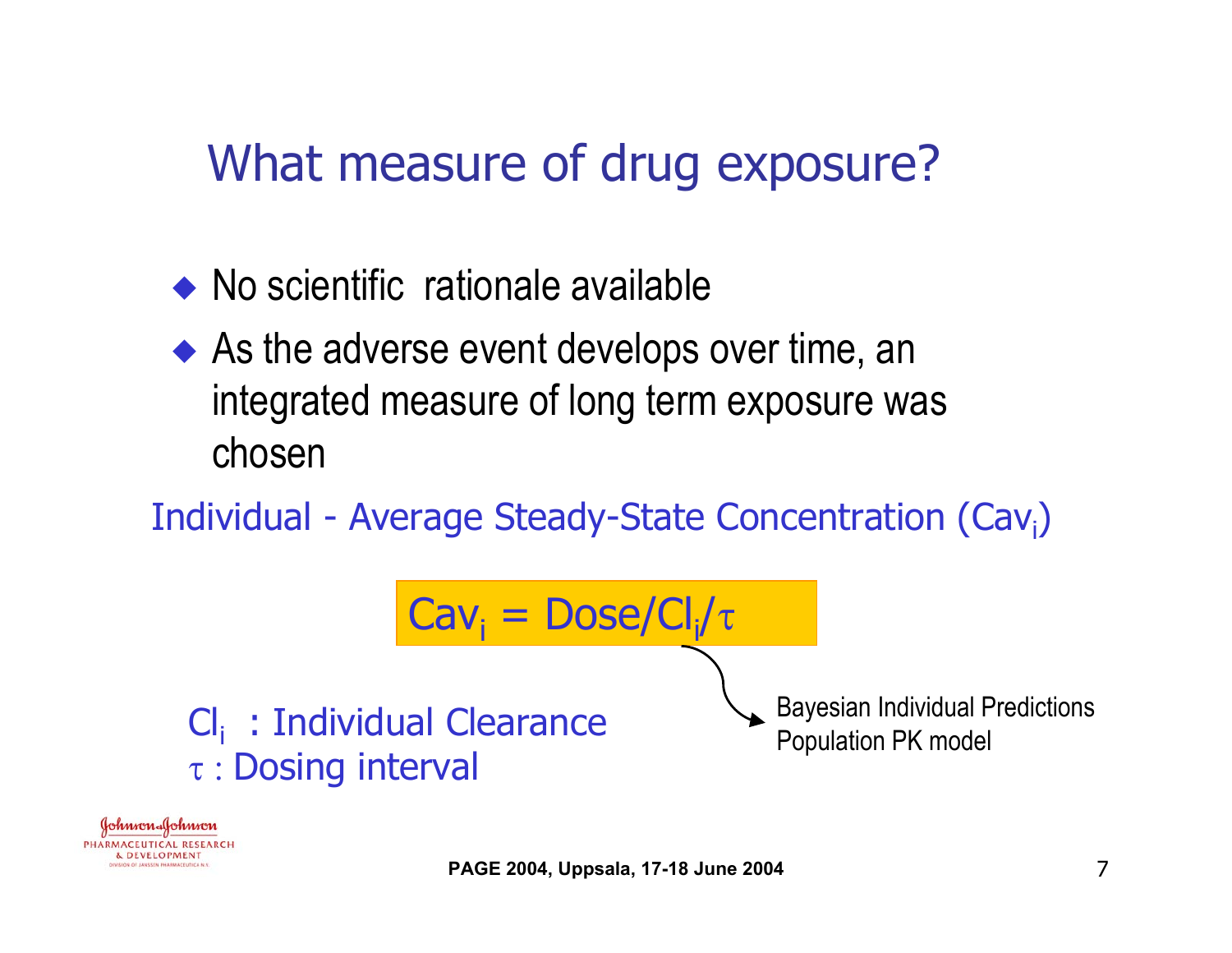# What measure of drug exposure?

- No scientific rationale available
- As the adverse event develops over time, an integrated measure of long term exposure was chosen

Individual - Average Steady-State Concentration ($Cav_i$)

$$Cav_i = Dose/Cl_i/\tau$$

Bayesian Individual Predictions
Population PK model

$Cl_i$ : Individual Clearance
$\tau$ : Dosing interval

Johnson & Johnson PHARMACEUTICAL RESEARCH & DEVELOPMENT
DIVISION OF JANSSEN PHARMACEUTICA N.V.

PAGE 2004, Uppsala, 17-18 June 2004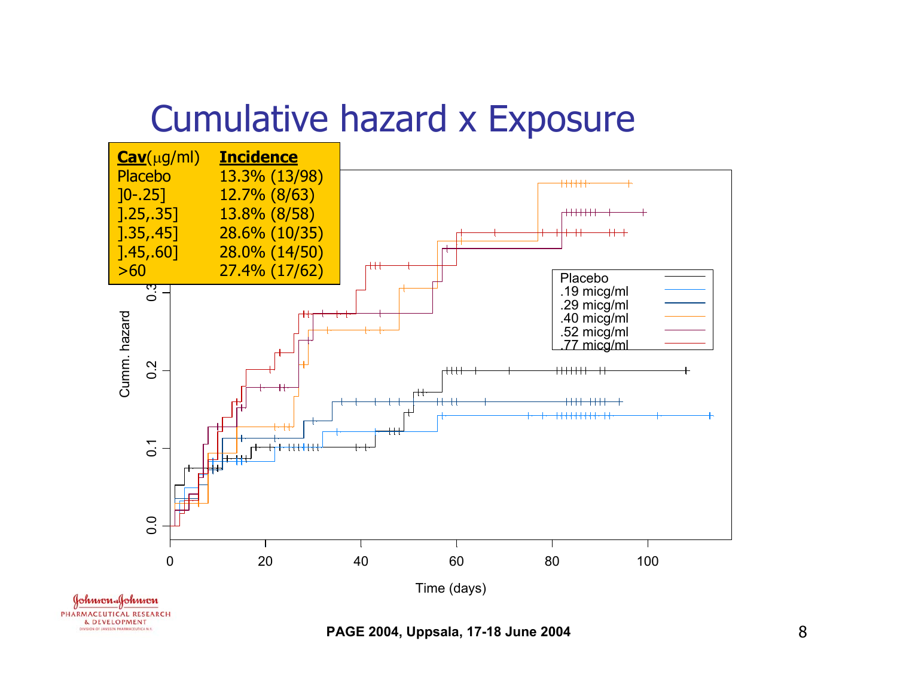# Cumulative hazard x Exposure

| **Cav**(μg/ml) | **Incidence** |
|---|---|
| Placebo | 13.3% (13/98) |
| ]0-.25] | 12.7% (8/63) |
| ].25,.35] | 13.8% (8/58) |
| ].35,.45] | 28.6% (10/35) |
| ].45,.60] | 28.0% (14/50) |
| >60 | 27.4% (17/62) |

Legend: Placebo; .19 micg/ml; .29 micg/ml; .40 micg/ml; .52 micg/ml; .77 micg/ml

Cumm. hazard

Time (days)

PAGE 2004, Uppsala, 17-18 June 2004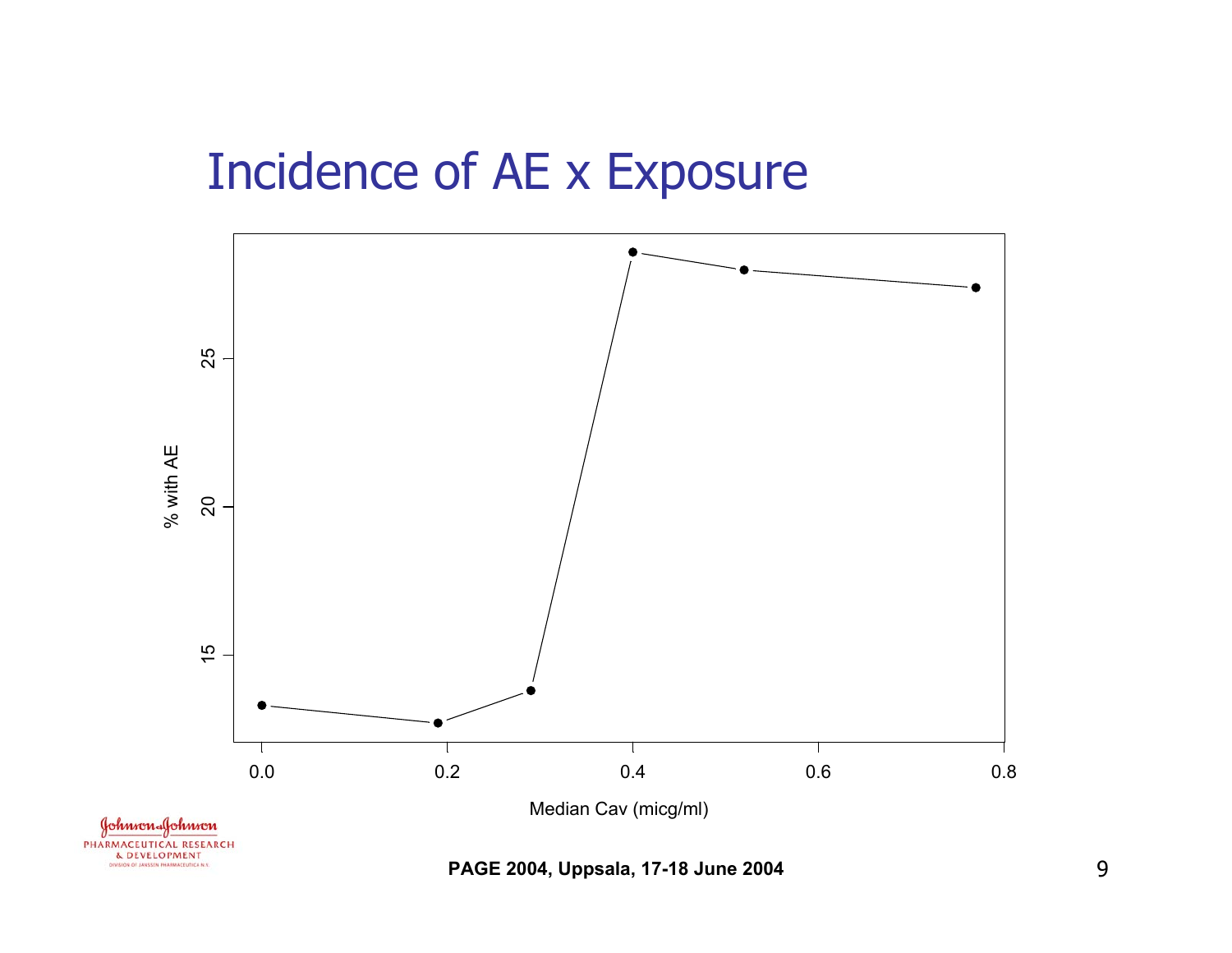# Incidence of AE x Exposure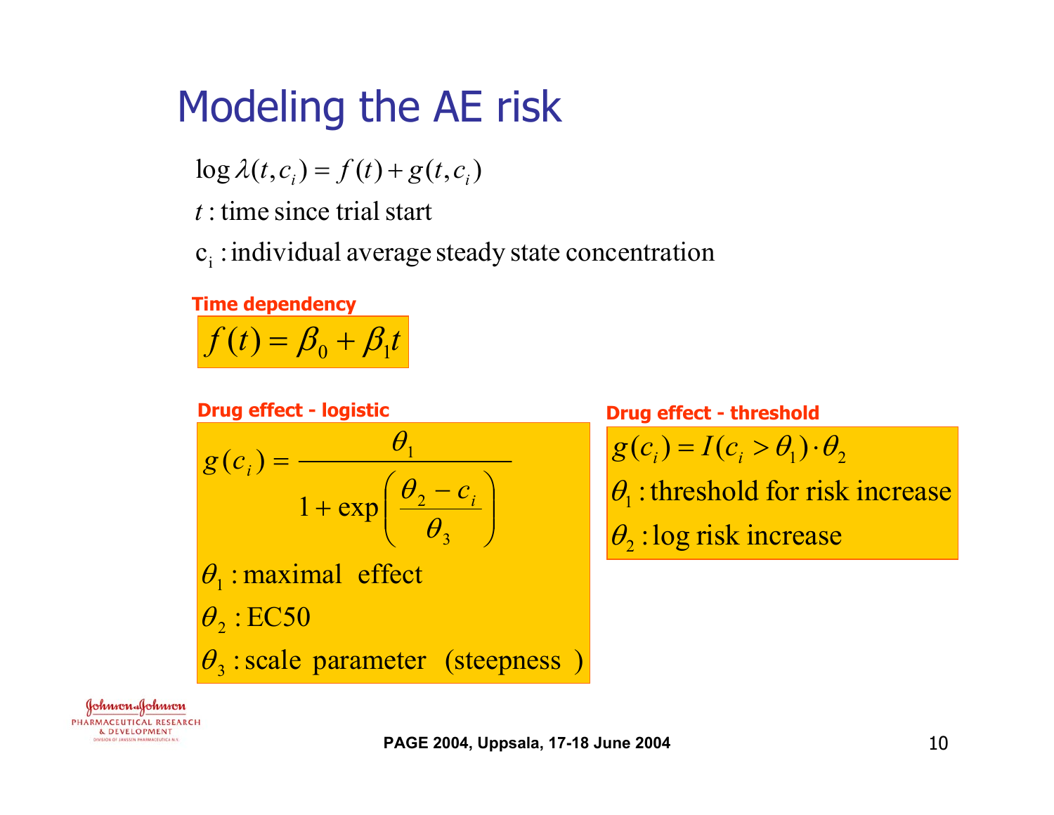# Modeling the AE risk

$$\log \lambda(t, c_i) = f(t) + g(t, c_i)$$

$t$ : time since trial start

$c_i$ : individual average steady state concentration

**Time dependency**

$$f(t) = \beta_0 + \beta_1 t$$

**Drug effect - logistic**

$$g(c_i) = \frac{\theta_1}{1 + \exp\left(\frac{\theta_2 - c_i}{\theta_3}\right)}$$

$\theta_1$ : maximal effect

$\theta_2$ : EC50

$\theta_3$ : scale parameter (steepness)

**Drug effect - threshold**

$$g(c_i) = I(c_i > \theta_1) \cdot \theta_2$$

$\theta_1$ : threshold for risk increase

$\theta_2$ : log risk increase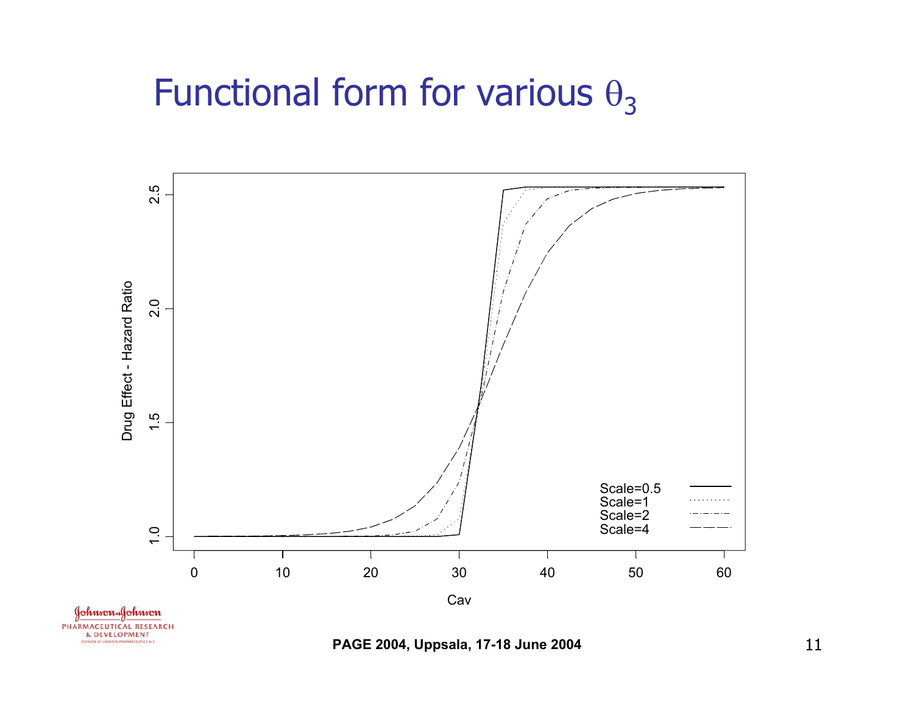# Functional form for various $\theta_3$

Drug Effect - Hazard Ratio

Cav

Scale=0.5
Scale=1
Scale=2
Scale=4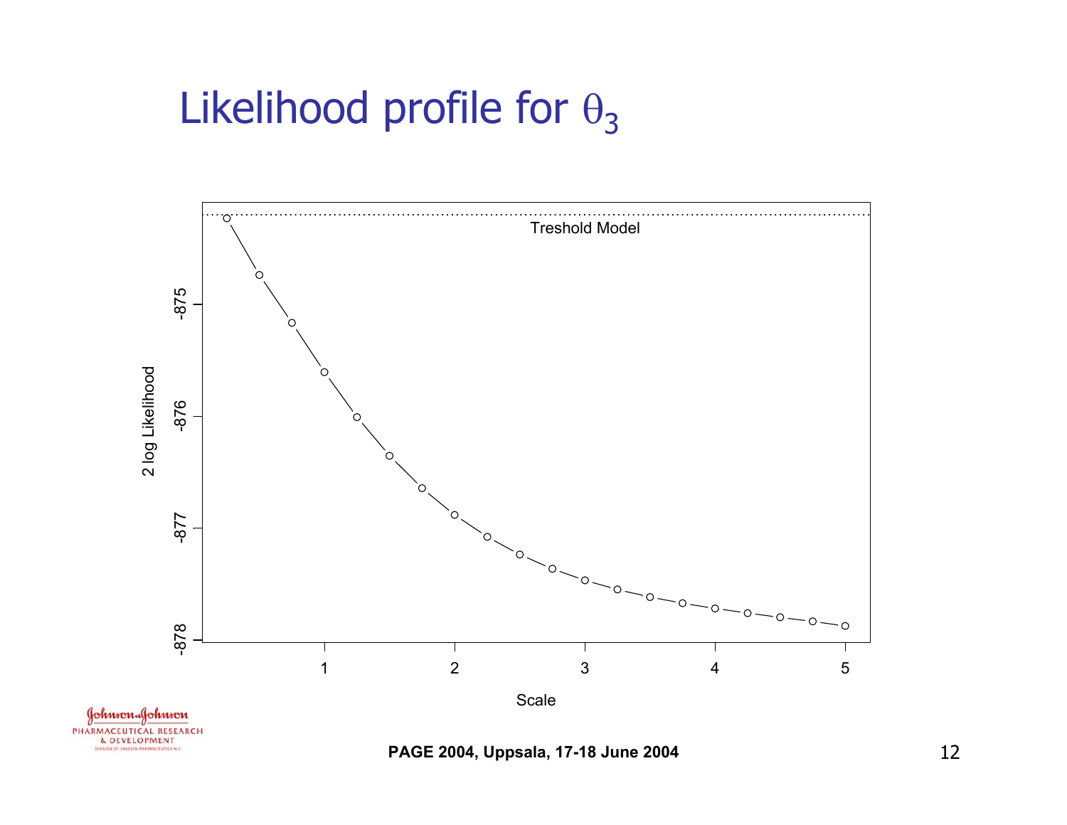# Likelihood profile for $\theta_3$

Treshold Model

2 log Likelihood

-875

-876

-877

-878

Scale

1 2 3 4 5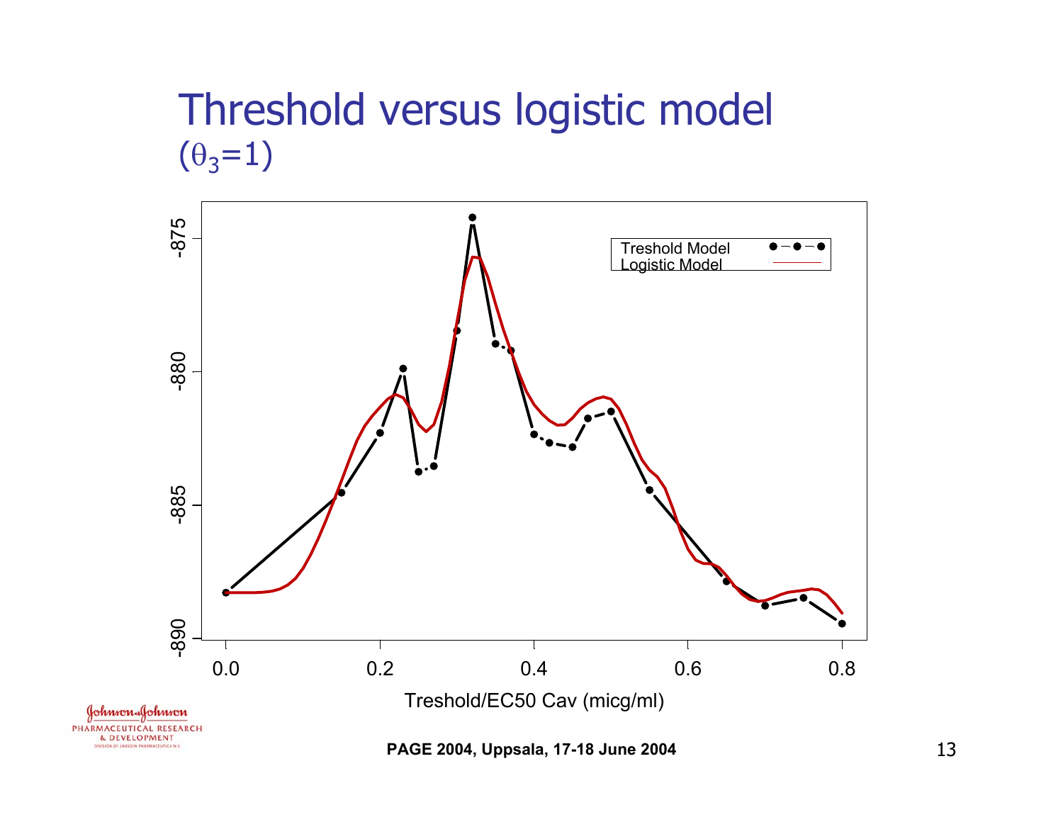# Threshold versus logistic model

## ($\theta_3$=1)

Treshold Model
Logistic Model

-875
-880
-885
-890

0.0 0.2 0.4 0.6 0.8

Treshold/EC50 Cav (micg/ml)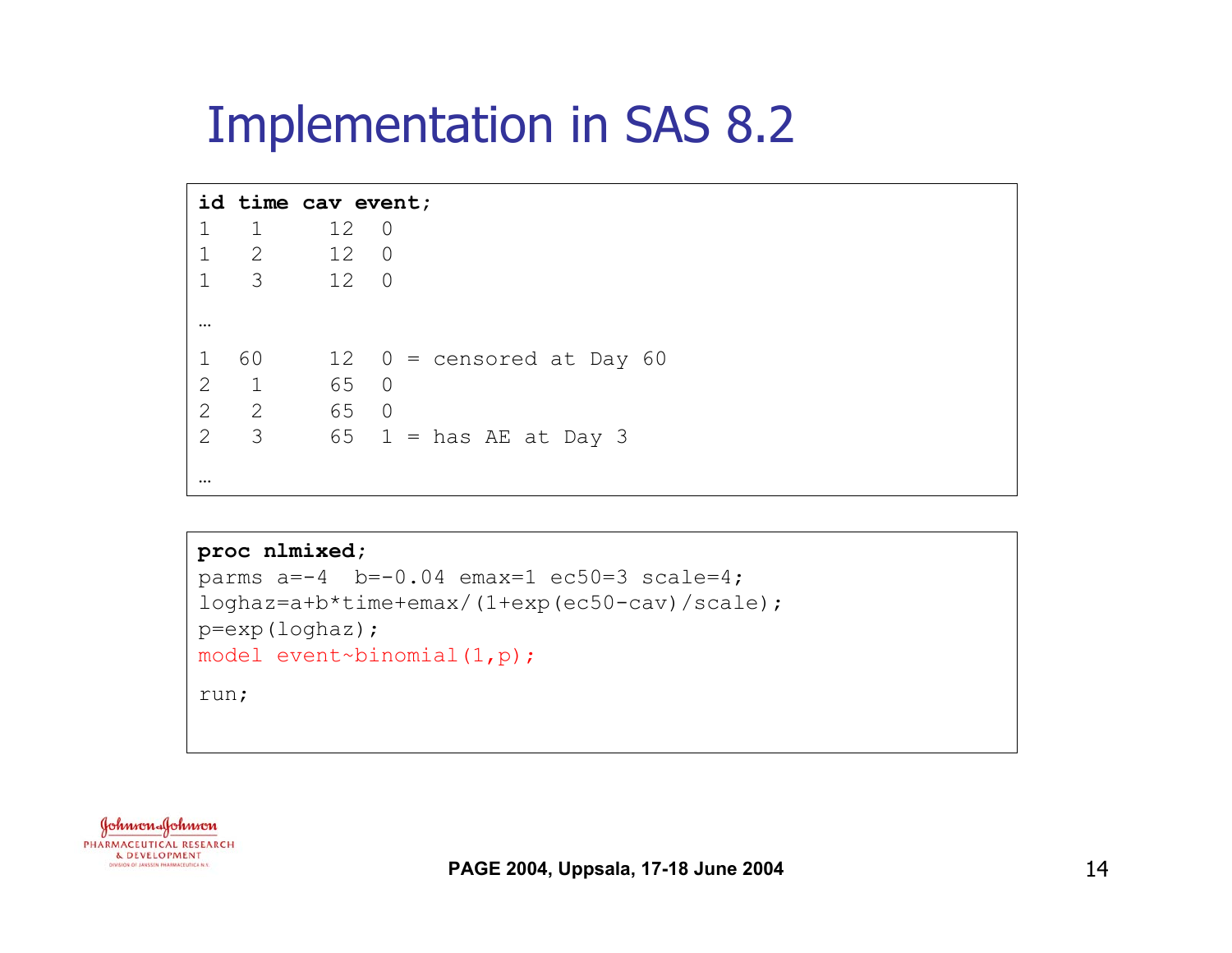# Implementation in SAS 8.2

```
id time cav event;
1   1     12  0
1   2     12  0
1   3     12  0

…

1  60     12  0 = censored at Day 60
2   1     65  0
2   2     65  0
2   3     65  1 = has AE at Day 3

…
```

```
proc nlmixed;
parms a=-4  b=-0.04 emax=1 ec50=3 scale=4;
loghaz=a+b*time+emax/(1+exp(ec50-cav)/scale);
p=exp(loghaz);
model event~binomial(1,p);

run;
```

PAGE 2004, Uppsala, 17-18 June 2004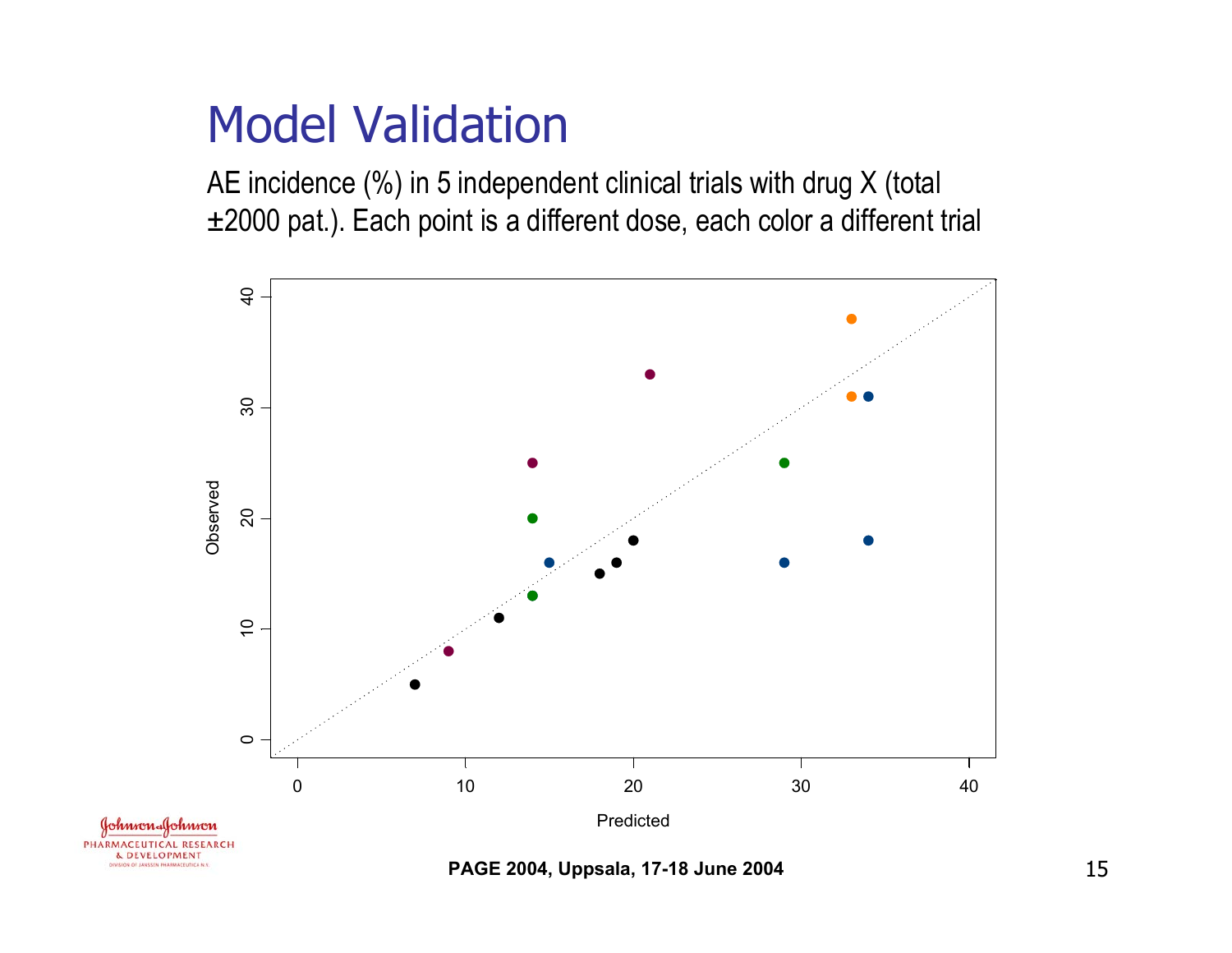# Model Validation

AE incidence (%) in 5 independent clinical trials with drug X (total ±2000 pat.). Each point is a different dose, each color a different trial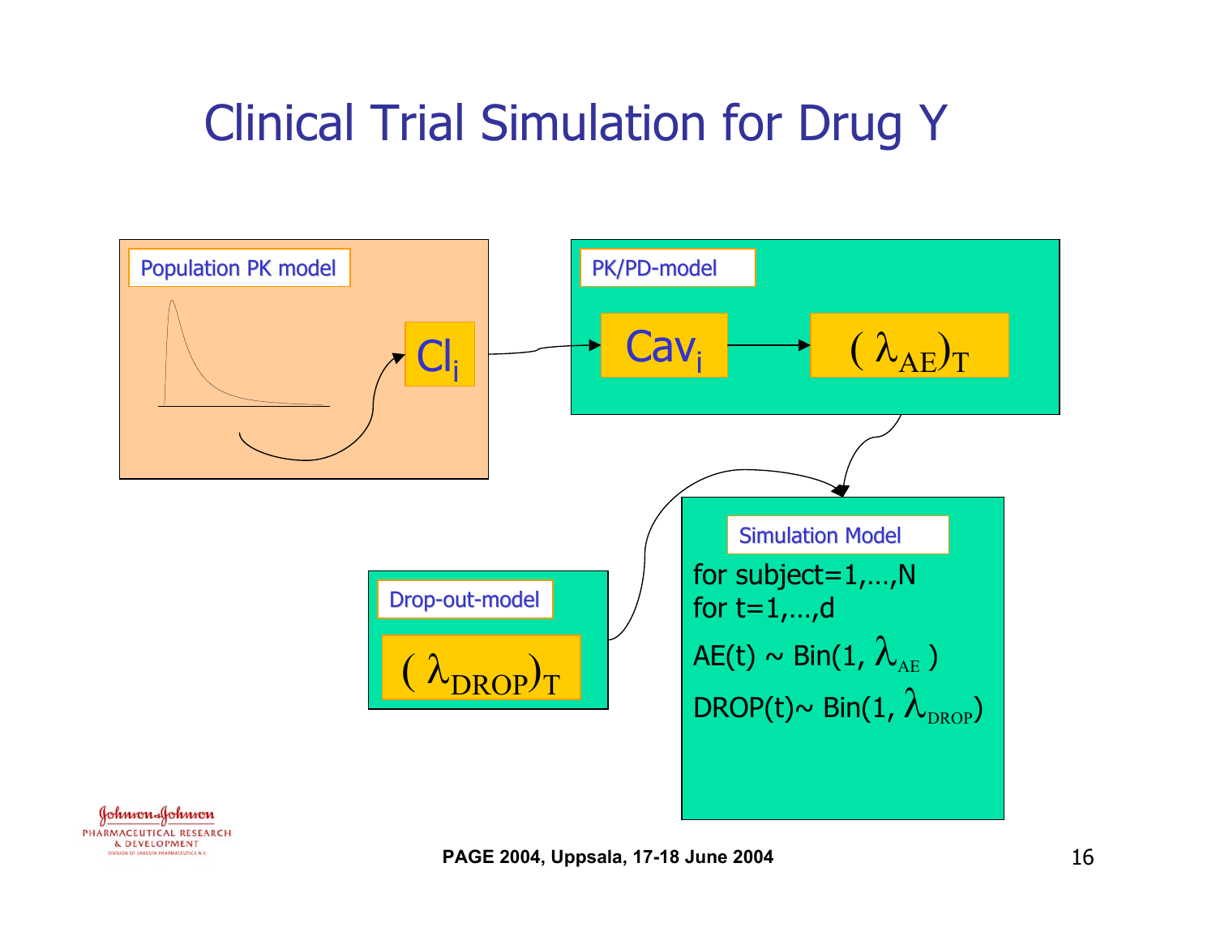# Clinical Trial Simulation for Drug Y

**Population PK model**

$Cl_i$

**PK/PD-model**

$Cav_i$ → $(\lambda_{AE})_T$

**Drop-out-model**

$(\lambda_{DROP})_T$

**Simulation Model**

for subject=1,…,N
for t=1,…,d

AE(t) ~ Bin(1, $\lambda_{AE}$ )

DROP(t)~ Bin(1, $\lambda_{DROP}$)

PAGE 2004, Uppsala, 17-18 June 2004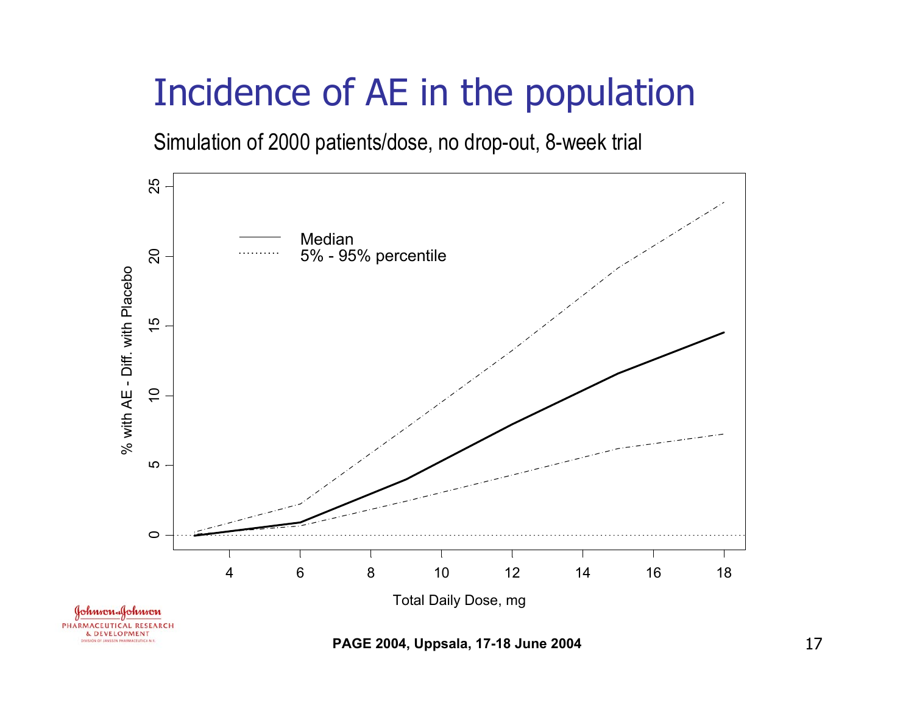# Incidence of AE in the population

Simulation of 2000 patients/dose, no drop-out, 8-week trial

Median
5% - 95% percentile

% with AE - Diff. with Placebo

Total Daily Dose, mg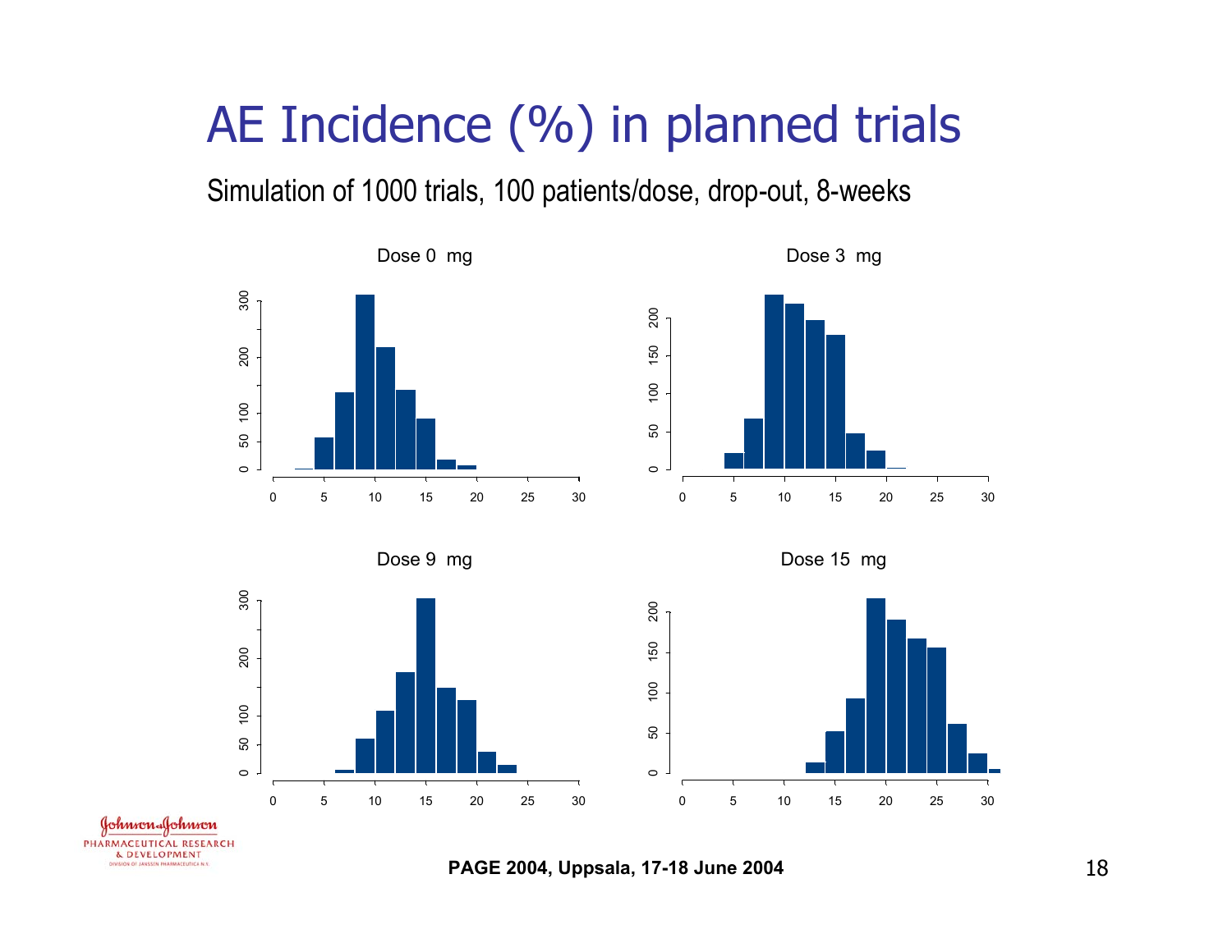# AE Incidence (%) in planned trials

Simulation of 1000 trials, 100 patients/dose, drop-out, 8-weeks

Dose 0 mg

Dose 3 mg

Dose 9 mg

Dose 15 mg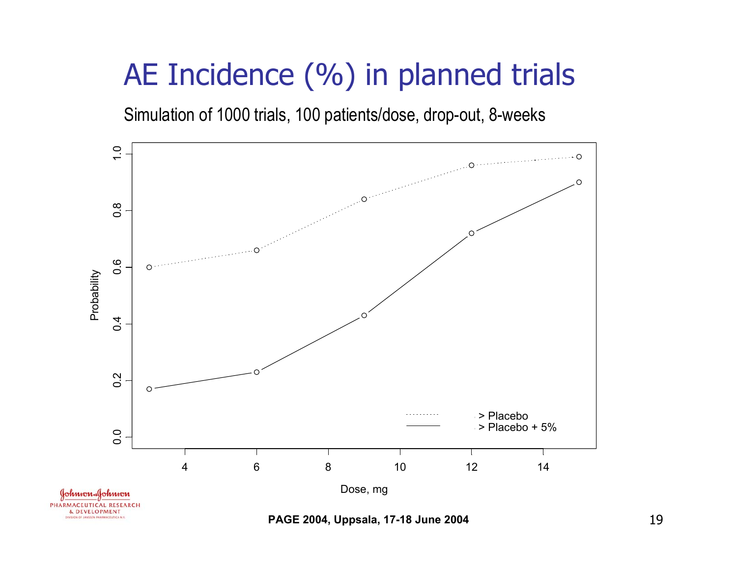# AE Incidence (%) in planned trials

Simulation of 1000 trials, 100 patients/dose, drop-out, 8-weeks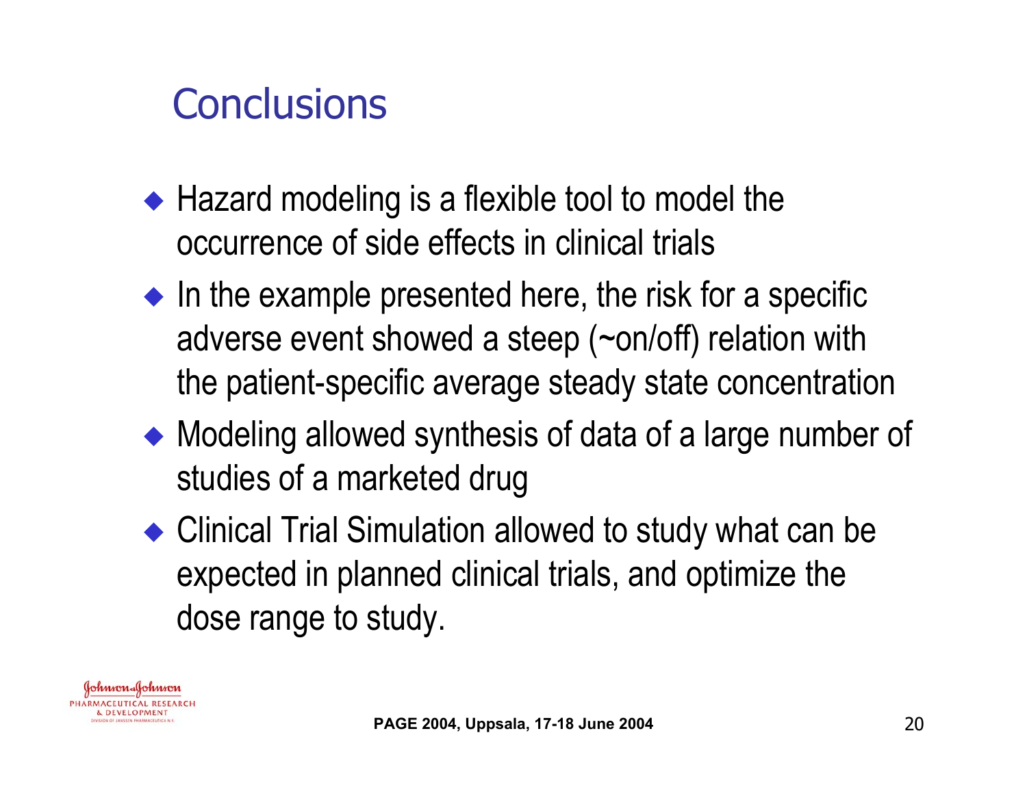# Conclusions

- Hazard modeling is a flexible tool to model the occurrence of side effects in clinical trials
- In the example presented here, the risk for a specific adverse event showed a steep (~on/off) relation with the patient-specific average steady state concentration
- Modeling allowed synthesis of data of a large number of studies of a marketed drug
- Clinical Trial Simulation allowed to study what can be expected in planned clinical trials, and optimize the dose range to study.